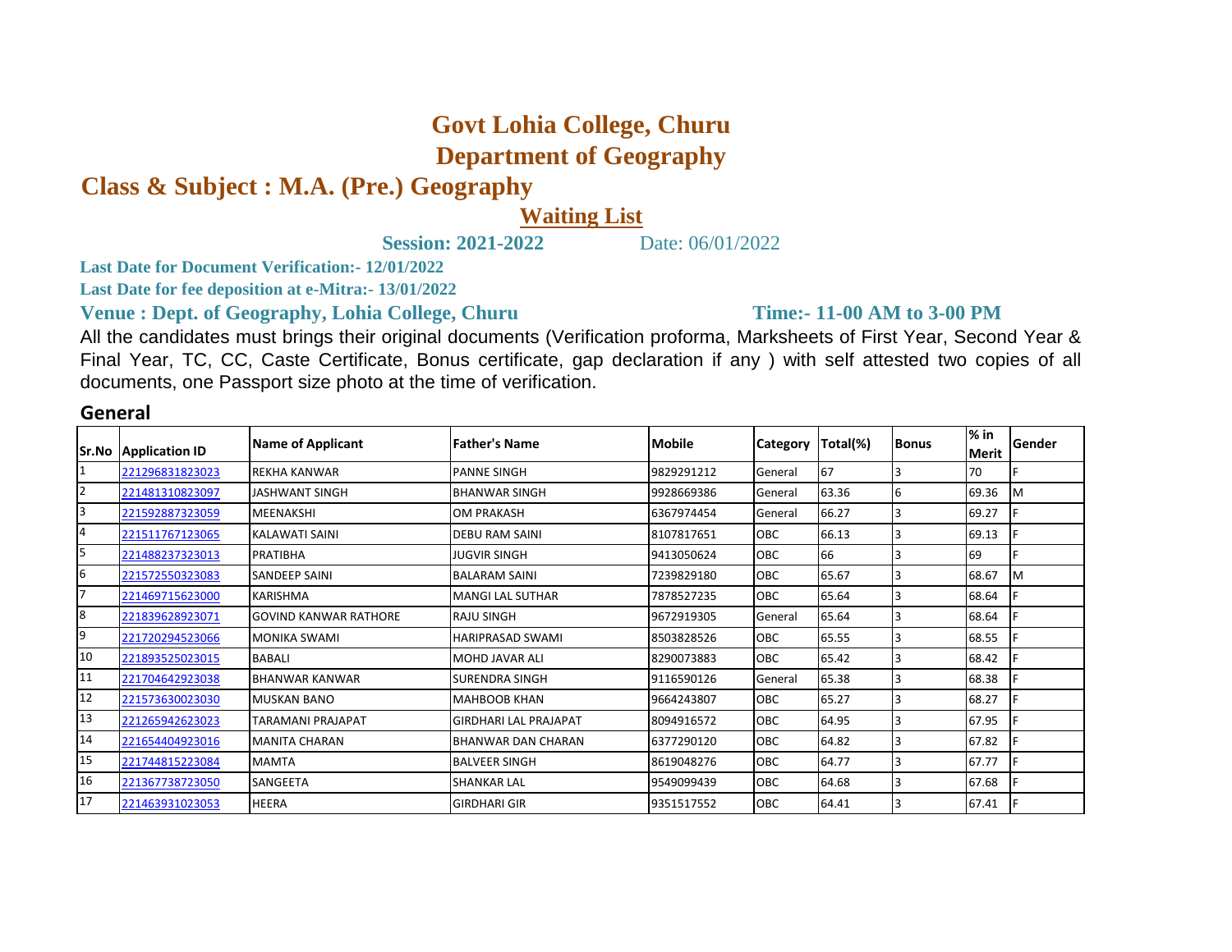# Govt Lohia College, Churu

## Department of Geography

## Class & Subject : M.A. (Pre.) Geography

### Waiting List

**Session: 2021-2022** Date: 06/01/2022

**Last Date for Document Verification:- 12/01/2022**

**Last Date for fee deposition at e-Mitra:- 13/01/2022**

**Venue : Dept. of Geography, Lohia College, Churu** **Time:- 11-00 AM to 3-00 PM**

All the candidates must brings their original documents (Verification proforma, Marksheets of First Year, Second Year & Final Year, TC, CC, Caste Certificate, Bonus certificate, gap declaration if any ) with self attested two copies of all documents, one Passport size photo at the time of verification.

### General

| Sr.No | Application ID | Name of Applicant | Father's Name | Mobile | Category | Total(%) | Bonus | % in Merit | Gender |
|---|---|---|---|---|---|---|---|---|---|
| 1 | 221296831823023 | REKHA KANWAR | PANNE SINGH | 9829291212 | General | 67 | 3 | 70 | F |
| 2 | 221481310823097 | JASHWANT SINGH | BHANWAR SINGH | 9928669386 | General | 63.36 | 6 | 69.36 | M |
| 3 | 221592887323059 | MEENAKSHI | OM PRAKASH | 6367974454 | General | 66.27 | 3 | 69.27 | F |
| 4 | 221511767123065 | KALAWATI SAINI | DEBU RAM SAINI | 8107817651 | OBC | 66.13 | 3 | 69.13 | F |
| 5 | 221488237323013 | PRATIBHA | JUGVIR SINGH | 9413050624 | OBC | 66 | 3 | 69 | F |
| 6 | 221572550323083 | SANDEEP SAINI | BALARAM SAINI | 7239829180 | OBC | 65.67 | 3 | 68.67 | M |
| 7 | 221469715623000 | KARISHMA | MANGI LAL SUTHAR | 7878527235 | OBC | 65.64 | 3 | 68.64 | F |
| 8 | 221839628923071 | GOVIND KANWAR RATHORE | RAJU SINGH | 9672919305 | General | 65.64 | 3 | 68.64 | F |
| 9 | 221720294523066 | MONIKA SWAMI | HARIPRASAD SWAMI | 8503828526 | OBC | 65.55 | 3 | 68.55 | F |
| 10 | 221893525023015 | BABALI | MOHD JAVAR ALI | 8290073883 | OBC | 65.42 | 3 | 68.42 | F |
| 11 | 221704642923038 | BHANWAR KANWAR | SURENDRA SINGH | 9116590126 | General | 65.38 | 3 | 68.38 | F |
| 12 | 221573630023030 | MUSKAN BANO | MAHBOOB KHAN | 9664243807 | OBC | 65.27 | 3 | 68.27 | F |
| 13 | 221265942623023 | TARAMANI PRAJAPAT | GIRDHARI LAL PRAJAPAT | 8094916572 | OBC | 64.95 | 3 | 67.95 | F |
| 14 | 221654404923016 | MANITA CHARAN | BHANWAR DAN CHARAN | 6377290120 | OBC | 64.82 | 3 | 67.82 | F |
| 15 | 221744815223084 | MAMTA | BALVEER SINGH | 8619048276 | OBC | 64.77 | 3 | 67.77 | F |
| 16 | 221367738723050 | SANGEETA | SHANKAR LAL | 9549099439 | OBC | 64.68 | 3 | 67.68 | F |
| 17 | 221463931023053 | HEERA | GIRDHARI GIR | 9351517552 | OBC | 64.41 | 3 | 67.41 | F |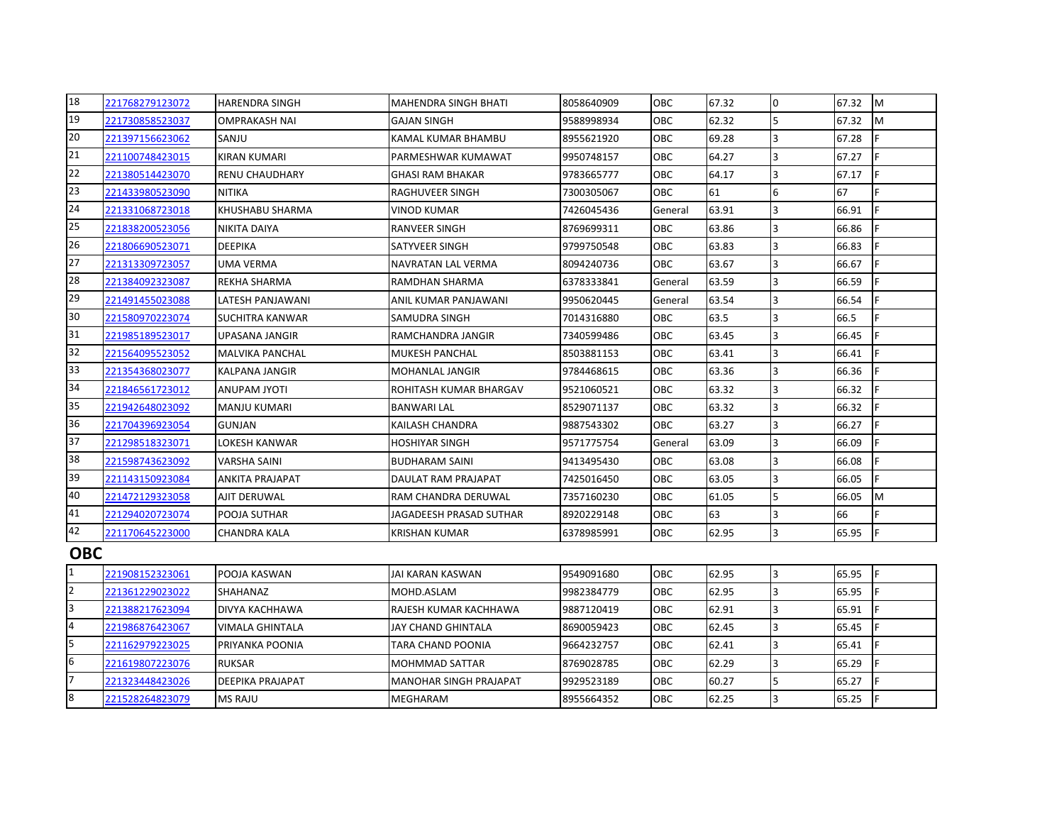| | | | | | | | | | |
|---|---|---|---|---|---|---|---|---|---|
| 18 | 221768279123072 | HARENDRA SINGH | MAHENDRA SINGH BHATI | 8058640909 | OBC | 67.32 | 0 | 67.32 | M |
| 19 | 221730858523037 | OMPRAKASH NAI | GAJAN SINGH | 9588998934 | OBC | 62.32 | 5 | 67.32 | M |
| 20 | 221397156623062 | SANJU | KAMAL KUMAR BHAMBU | 8955621920 | OBC | 69.28 | 3 | 67.28 | F |
| 21 | 221100748423015 | KIRAN KUMARI | PARMESHWAR KUMAWAT | 9950748157 | OBC | 64.27 | 3 | 67.27 | F |
| 22 | 221380514423070 | RENU CHAUDHARY | GHASI RAM BHAKAR | 9783665777 | OBC | 64.17 | 3 | 67.17 | F |
| 23 | 221433980523090 | NITIKA | RAGHUVEER SINGH | 7300305067 | OBC | 61 | 6 | 67 | F |
| 24 | 221331068723018 | KHUSHABU SHARMA | VINOD KUMAR | 7426045436 | General | 63.91 | 3 | 66.91 | F |
| 25 | 221838200523056 | NIKITA DAIYA | RANVEER SINGH | 8769699311 | OBC | 63.86 | 3 | 66.86 | F |
| 26 | 221806690523071 | DEEPIKA | SATYVEER SINGH | 9799750548 | OBC | 63.83 | 3 | 66.83 | F |
| 27 | 221313309723057 | UMA VERMA | NAVRATAN LAL VERMA | 8094240736 | OBC | 63.67 | 3 | 66.67 | F |
| 28 | 221384092323087 | REKHA SHARMA | RAMDHAN SHARMA | 6378333841 | General | 63.59 | 3 | 66.59 | F |
| 29 | 221491455023088 | LATESH PANJAWANI | ANIL KUMAR PANJAWANI | 9950620445 | General | 63.54 | 3 | 66.54 | F |
| 30 | 221580970223074 | SUCHITRA KANWAR | SAMUDRA SINGH | 7014316880 | OBC | 63.5 | 3 | 66.5 | F |
| 31 | 221985189523017 | UPASANA JANGIR | RAMCHANDRA JANGIR | 7340599486 | OBC | 63.45 | 3 | 66.45 | F |
| 32 | 221564095523052 | MALVIKA PANCHAL | MUKESH PANCHAL | 8503881153 | OBC | 63.41 | 3 | 66.41 | F |
| 33 | 221354368023077 | KALPANA JANGIR | MOHANLAL JANGIR | 9784468615 | OBC | 63.36 | 3 | 66.36 | F |
| 34 | 221846561723012 | ANUPAM JYOTI | ROHITASH KUMAR BHARGAV | 9521060521 | OBC | 63.32 | 3 | 66.32 | F |
| 35 | 221942648023092 | MANJU KUMARI | BANWARI LAL | 8529071137 | OBC | 63.32 | 3 | 66.32 | F |
| 36 | 221704396923054 | GUNJAN | KAILASH CHANDRA | 9887543302 | OBC | 63.27 | 3 | 66.27 | F |
| 37 | 221298518323071 | LOKESH KANWAR | HOSHIYAR SINGH | 9571775754 | General | 63.09 | 3 | 66.09 | F |
| 38 | 221598743623092 | VARSHA SAINI | BUDHARAM SAINI | 9413495430 | OBC | 63.08 | 3 | 66.08 | F |
| 39 | 221143150923084 | ANKITA PRAJAPAT | DAULAT RAM PRAJAPAT | 7425016450 | OBC | 63.05 | 3 | 66.05 | F |
| 40 | 221472129323058 | AJIT DERUWAL | RAM CHANDRA DERUWAL | 7357160230 | OBC | 61.05 | 5 | 66.05 | M |
| 41 | 221294020723074 | POOJA SUTHAR | JAGADEESH PRASAD SUTHAR | 8920229148 | OBC | 63 | 3 | 66 | F |
| 42 | 221170645223000 | CHANDRA KALA | KRISHAN KUMAR | 6378985991 | OBC | 62.95 | 3 | 65.95 | F |

## OBC

| | | | | | | | | | |
|---|---|---|---|---|---|---|---|---|---|
| 1 | 221908152323061 | POOJA KASWAN | JAI KARAN KASWAN | 9549091680 | OBC | 62.95 | 3 | 65.95 | F |
| 2 | 221361229023022 | SHAHANAZ | MOHD.ASLAM | 9982384779 | OBC | 62.95 | 3 | 65.95 | F |
| 3 | 221388217623094 | DIVYA KACHHAWA | RAJESH KUMAR KACHHAWA | 9887120419 | OBC | 62.91 | 3 | 65.91 | F |
| 4 | 221986876423067 | VIMALA GHINTALA | JAY CHAND GHINTALA | 8690059423 | OBC | 62.45 | 3 | 65.45 | F |
| 5 | 221162979223025 | PRIYANKA POONIA | TARA CHAND POONIA | 9664232757 | OBC | 62.41 | 3 | 65.41 | F |
| 6 | 221619807223076 | RUKSAR | MOHMMAD SATTAR | 8769028785 | OBC | 62.29 | 3 | 65.29 | F |
| 7 | 221323448423026 | DEEPIKA PRAJAPAT | MANOHAR SINGH PRAJAPAT | 9929523189 | OBC | 60.27 | 5 | 65.27 | F |
| 8 | 221528264823079 | MS RAJU | MEGHARAM | 8955664352 | OBC | 62.25 | 3 | 65.25 | F |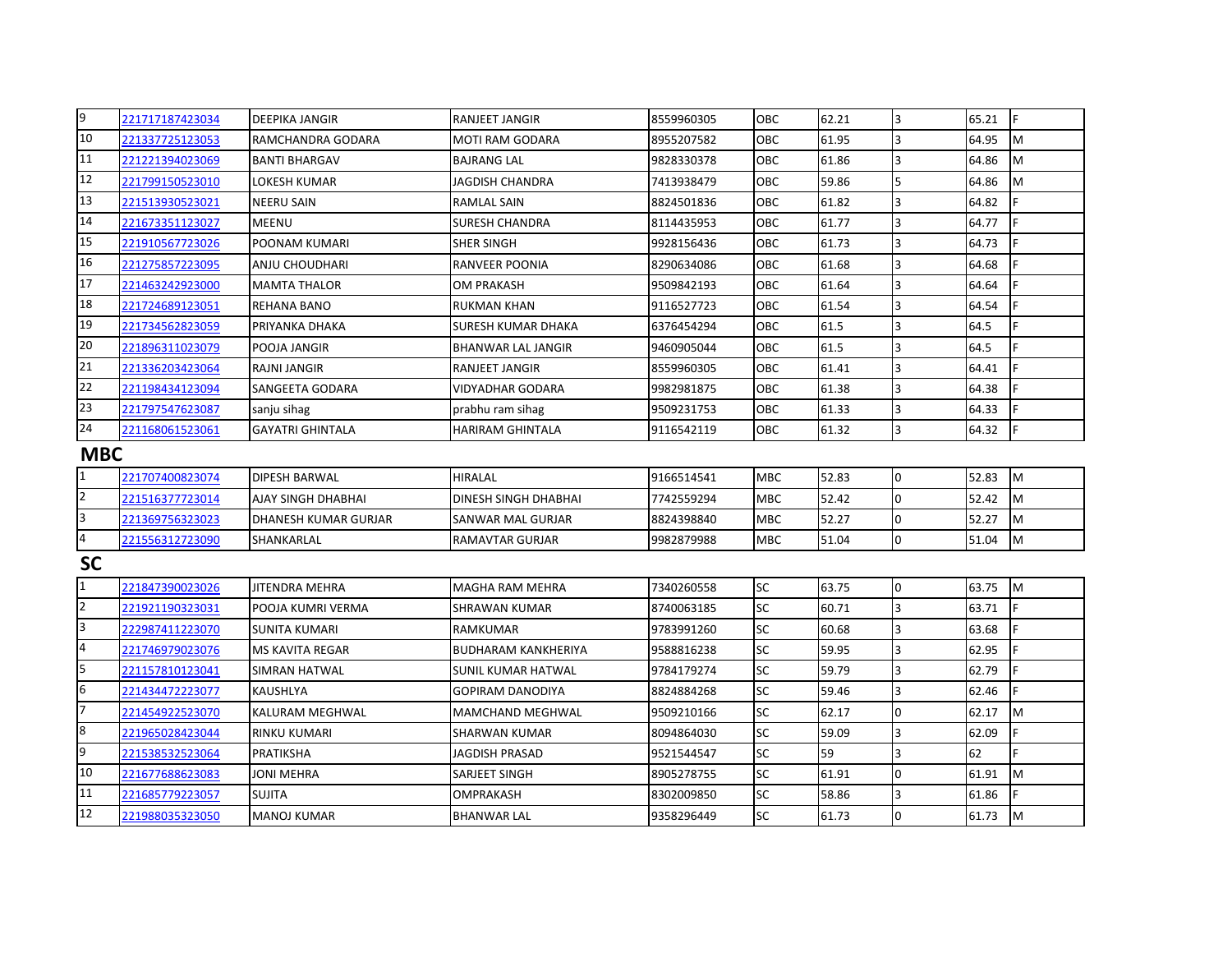| | | | | | | | | | |
|---|---|---|---|---|---|---|---|---|---|
| 9 | 221717187423034 | DEEPIKA JANGIR | RANJEET JANGIR | 8559960305 | OBC | 62.21 | 3 | 65.21 | F |
| 10 | 221337725123053 | RAMCHANDRA GODARA | MOTI RAM GODARA | 8955207582 | OBC | 61.95 | 3 | 64.95 | M |
| 11 | 221221394023069 | BANTI BHARGAV | BAJRANG LAL | 9828330378 | OBC | 61.86 | 3 | 64.86 | M |
| 12 | 221799150523010 | LOKESH KUMAR | JAGDISH CHANDRA | 7413938479 | OBC | 59.86 | 5 | 64.86 | M |
| 13 | 221513930523021 | NEERU SAIN | RAMLAL SAIN | 8824501836 | OBC | 61.82 | 3 | 64.82 | F |
| 14 | 221673351123027 | MEENU | SURESH CHANDRA | 8114435953 | OBC | 61.77 | 3 | 64.77 | F |
| 15 | 221910567723026 | POONAM KUMARI | SHER SINGH | 9928156436 | OBC | 61.73 | 3 | 64.73 | F |
| 16 | 221275857223095 | ANJU CHOUDHARI | RANVEER POONIA | 8290634086 | OBC | 61.68 | 3 | 64.68 | F |
| 17 | 221463242923000 | MAMTA THALOR | OM PRAKASH | 9509842193 | OBC | 61.64 | 3 | 64.64 | F |
| 18 | 221724689123051 | REHANA BANO | RUKMAN KHAN | 9116527723 | OBC | 61.54 | 3 | 64.54 | F |
| 19 | 221734562823059 | PRIYANKA DHAKA | SURESH KUMAR DHAKA | 6376454294 | OBC | 61.5 | 3 | 64.5 | F |
| 20 | 221896311023079 | POOJA JANGIR | BHANWAR LAL JANGIR | 9460905044 | OBC | 61.5 | 3 | 64.5 | F |
| 21 | 221336203423064 | RAJNI JANGIR | RANJEET JANGIR | 8559960305 | OBC | 61.41 | 3 | 64.41 | F |
| 22 | 221198434123094 | SANGEETA GODARA | VIDYADHAR GODARA | 9982981875 | OBC | 61.38 | 3 | 64.38 | F |
| 23 | 221797547623087 | sanju sihag | prabhu ram sihag | 9509231753 | OBC | 61.33 | 3 | 64.33 | F |
| 24 | 221168061523061 | GAYATRI GHINTALA | HARIRAM GHINTALA | 9116542119 | OBC | 61.32 | 3 | 64.32 | F |

## MBC

| | | | | | | | | | |
|---|---|---|---|---|---|---|---|---|---|
| 1 | 221707400823074 | DIPESH BARWAL | HIRALAL | 9166514541 | MBC | 52.83 | 0 | 52.83 | M |
| 2 | 221516377723014 | AJAY SINGH DHABHAI | DINESH SINGH DHABHAI | 7742559294 | MBC | 52.42 | 0 | 52.42 | M |
| 3 | 221369756323023 | DHANESH KUMAR GURJAR | SANWAR MAL GURJAR | 8824398840 | MBC | 52.27 | 0 | 52.27 | M |
| 4 | 221556312723090 | SHANKARLAL | RAMAVTAR GURJAR | 9982879988 | MBC | 51.04 | 0 | 51.04 | M |

## SC

| | | | | | | | | | |
|---|---|---|---|---|---|---|---|---|---|
| 1 | 221847390023026 | JITENDRA MEHRA | MAGHA RAM MEHRA | 7340260558 | SC | 63.75 | 0 | 63.75 | M |
| 2 | 221921190323031 | POOJA KUMRI VERMA | SHRAWAN KUMAR | 8740063185 | SC | 60.71 | 3 | 63.71 | F |
| 3 | 222987411223070 | SUNITA KUMARI | RAMKUMAR | 9783991260 | SC | 60.68 | 3 | 63.68 | F |
| 4 | 221746979023076 | MS KAVITA REGAR | BUDHARAM KANKHERIYA | 9588816238 | SC | 59.95 | 3 | 62.95 | F |
| 5 | 221157810123041 | SIMRAN HATWAL | SUNIL KUMAR HATWAL | 9784179274 | SC | 59.79 | 3 | 62.79 | F |
| 6 | 221434472223077 | KAUSHLYA | GOPIRAM DANODIYA | 8824884268 | SC | 59.46 | 3 | 62.46 | F |
| 7 | 221454922523070 | KALURAM MEGHWAL | MAMCHAND MEGHWAL | 9509210166 | SC | 62.17 | 0 | 62.17 | M |
| 8 | 221965028423044 | RINKU KUMARI | SHARWAN KUMAR | 8094864030 | SC | 59.09 | 3 | 62.09 | F |
| 9 | 221538532523064 | PRATIKSHA | JAGDISH PRASAD | 9521544547 | SC | 59 | 3 | 62 | F |
| 10 | 221677688623083 | JONI MEHRA | SARJEET SINGH | 8905278755 | SC | 61.91 | 0 | 61.91 | M |
| 11 | 221685779223057 | SUJITA | OMPRAKASH | 8302009850 | SC | 58.86 | 3 | 61.86 | F |
| 12 | 221988035323050 | MANOJ KUMAR | BHANWAR LAL | 9358296449 | SC | 61.73 | 0 | 61.73 | M |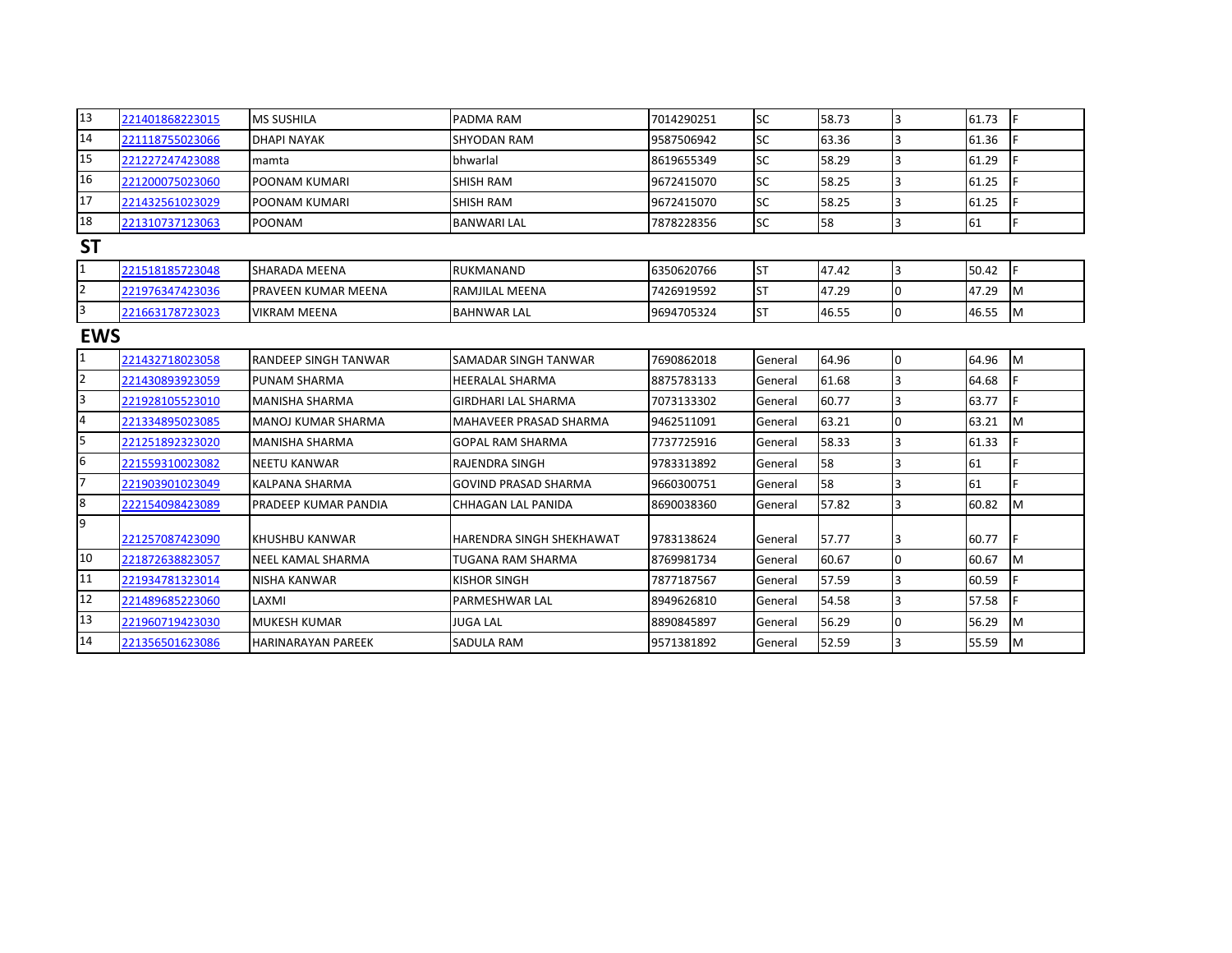| | | | | | | | | | |
|---|---|---|---|---|---|---|---|---|---|
| 13 | 221401868223015 | MS SUSHILA | PADMA RAM | 7014290251 | SC | 58.73 | 3 | 61.73 | F |
| 14 | 221118755023066 | DHAPI NAYAK | SHYODAN RAM | 9587506942 | SC | 63.36 | 3 | 61.36 | F |
| 15 | 221227247423088 | mamta | bhwarlal | 8619655349 | SC | 58.29 | 3 | 61.29 | F |
| 16 | 221200075023060 | POONAM KUMARI | SHISH RAM | 9672415070 | SC | 58.25 | 3 | 61.25 | F |
| 17 | 221432561023029 | POONAM KUMARI | SHISH RAM | 9672415070 | SC | 58.25 | 3 | 61.25 | F |
| 18 | 221310737123063 | POONAM | BANWARI LAL | 7878228356 | SC | 58 | 3 | 61 | F |

## ST

| | | | | | | | | | |
|---|---|---|---|---|---|---|---|---|---|
| 1 | 221518185723048 | SHARADA MEENA | RUKMANAND | 6350620766 | ST | 47.42 | 3 | 50.42 | F |
| 2 | 221976347423036 | PRAVEEN KUMAR MEENA | RAMJILAL MEENA | 7426919592 | ST | 47.29 | 0 | 47.29 | M |
| 3 | 221663178723023 | VIKRAM MEENA | BAHNWAR LAL | 9694705324 | ST | 46.55 | 0 | 46.55 | M |

## EWS

| | | | | | | | | | |
|---|---|---|---|---|---|---|---|---|---|
| 1 | 221432718023058 | RANDEEP SINGH TANWAR | SAMADAR SINGH TANWAR | 7690862018 | General | 64.96 | 0 | 64.96 | M |
| 2 | 221430893923059 | PUNAM SHARMA | HEERALAL SHARMA | 8875783133 | General | 61.68 | 3 | 64.68 | F |
| 3 | 221928105523010 | MANISHA SHARMA | GIRDHARI LAL SHARMA | 7073133302 | General | 60.77 | 3 | 63.77 | F |
| 4 | 221334895023085 | MANOJ KUMAR SHARMA | MAHAVEER PRASAD SHARMA | 9462511091 | General | 63.21 | 0 | 63.21 | M |
| 5 | 221251892323020 | MANISHA SHARMA | GOPAL RAM SHARMA | 7737725916 | General | 58.33 | 3 | 61.33 | F |
| 6 | 221559310023082 | NEETU KANWAR | RAJENDRA SINGH | 9783313892 | General | 58 | 3 | 61 | F |
| 7 | 221903901023049 | KALPANA SHARMA | GOVIND PRASAD SHARMA | 9660300751 | General | 58 | 3 | 61 | F |
| 8 | 222154098423089 | PRADEEP KUMAR PANDIA | CHHAGAN LAL PANIDA | 8690038360 | General | 57.82 | 3 | 60.82 | M |
| 9 | 221257087423090 | KHUSHBU KANWAR | HARENDRA SINGH SHEKHAWAT | 9783138624 | General | 57.77 | 3 | 60.77 | F |
| 10 | 221872638823057 | NEEL KAMAL SHARMA | TUGANA RAM SHARMA | 8769981734 | General | 60.67 | 0 | 60.67 | M |
| 11 | 221934781323014 | NISHA KANWAR | KISHOR SINGH | 7877187567 | General | 57.59 | 3 | 60.59 | F |
| 12 | 221489685223060 | LAXMI | PARMESHWAR LAL | 8949626810 | General | 54.58 | 3 | 57.58 | F |
| 13 | 221960719423030 | MUKESH KUMAR | JUGA LAL | 8890845897 | General | 56.29 | 0 | 56.29 | M |
| 14 | 221356501623086 | HARINARAYAN PAREEK | SADULA RAM | 9571381892 | General | 52.59 | 3 | 55.59 | M |